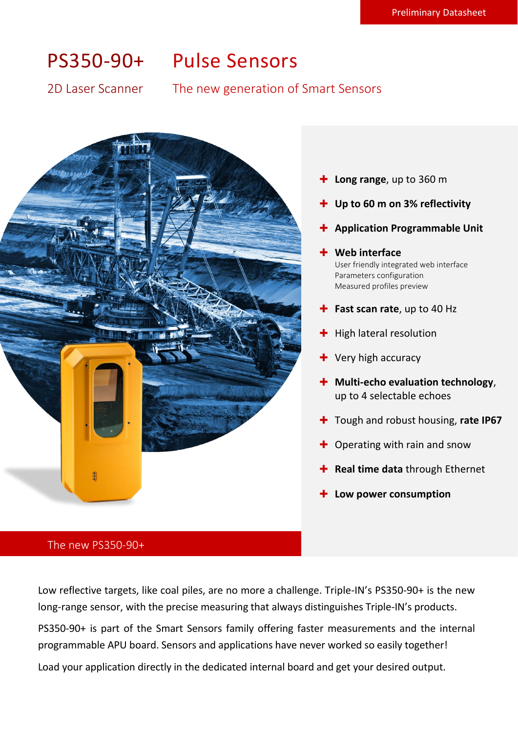Preliminary Datasheet

# PS350-90+ Pulse Sensors

## 2D Laser Scanner — The new generation of Smart Sensors

- **Long range**, up to 360 m
- **Up to 60 m on 3% reflectivity**
- **Application Programmable Unit**
- **Web interface**
  User friendly integrated web interface
  Parameters configuration
  Measured profiles preview
- **Fast scan rate**, up to 40 Hz
- High lateral resolution
- Very high accuracy
- **Multi-echo evaluation technology**, up to 4 selectable echoes
- Tough and robust housing, **rate IP67**
- Operating with rain and snow
- **Real time data** through Ethernet
- **Low power consumption**

The new PS350-90+

Low reflective targets, like coal piles, are no more a challenge. Triple-IN's PS350-90+ is the new long-range sensor, with the precise measuring that always distinguishes Triple-IN's products.

PS350-90+ is part of the Smart Sensors family offering faster measurements and the internal programmable APU board. Sensors and applications have never worked so easily together!

Load your application directly in the dedicated internal board and get your desired output.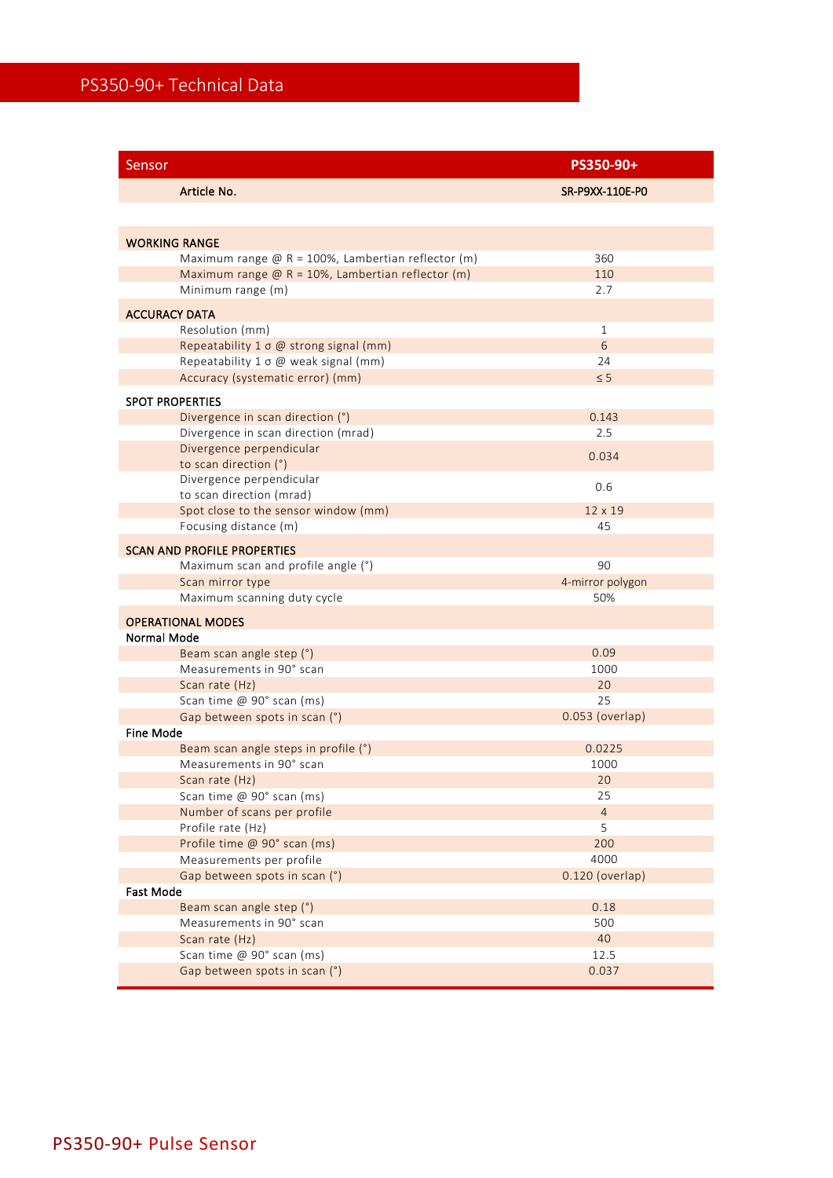# PS350-90+ Technical Data

| Sensor | PS350-90+ |
|---|---|
| Article No. | SR-P9XX-110E-P0 |
| | |
| **WORKING RANGE** | |
| Maximum range @ R = 100%, Lambertian reflector (m) | 360 |
| Maximum range @ R = 10%, Lambertian reflector (m) | 110 |
| Minimum range (m) | 2.7 |
| **ACCURACY DATA** | |
| Resolution (mm) | 1 |
| Repeatability 1 σ @ strong signal (mm) | 6 |
| Repeatability 1 σ @ weak signal (mm) | 24 |
| Accuracy (systematic error) (mm) | ≤ 5 |
| **SPOT PROPERTIES** | |
| Divergence in scan direction (°) | 0.143 |
| Divergence in scan direction (mrad) | 2.5 |
| Divergence perpendicular to scan direction (°) | 0.034 |
| Divergence perpendicular to scan direction (mrad) | 0.6 |
| Spot close to the sensor window (mm) | 12 x 19 |
| Focusing distance (m) | 45 |
| **SCAN AND PROFILE PROPERTIES** | |
| Maximum scan and profile angle (°) | 90 |
| Scan mirror type | 4-mirror polygon |
| Maximum scanning duty cycle | 50% |
| **OPERATIONAL MODES** | |
| **Normal Mode** | |
| Beam scan angle step (°) | 0.09 |
| Measurements in 90° scan | 1000 |
| Scan rate (Hz) | 20 |
| Scan time @ 90° scan (ms) | 25 |
| Gap between spots in scan (°) | 0.053 (overlap) |
| **Fine Mode** | |
| Beam scan angle steps in profile (°) | 0.0225 |
| Measurements in 90° scan | 1000 |
| Scan rate (Hz) | 20 |
| Scan time @ 90° scan (ms) | 25 |
| Number of scans per profile | 4 |
| Profile rate (Hz) | 5 |
| Profile time @ 90° scan (ms) | 200 |
| Measurements per profile | 4000 |
| Gap between spots in scan (°) | 0.120 (overlap) |
| **Fast Mode** | |
| Beam scan angle step (°) | 0.18 |
| Measurements in 90° scan | 500 |
| Scan rate (Hz) | 40 |
| Scan time @ 90° scan (ms) | 12.5 |
| Gap between spots in scan (°) | 0.037 |

PS350-90+ Pulse Sensor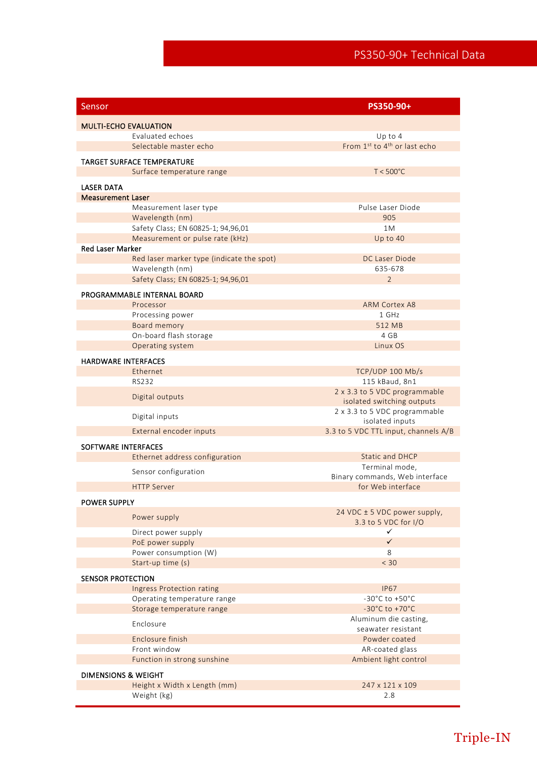# PS350-90+ Technical Data

| Sensor | PS350-90+ |
|---|---|
| **MULTI-ECHO EVALUATION** | |
| Evaluated echoes | Up to 4 |
| Selectable master echo | From 1st to 4th or last echo |
| **TARGET SURFACE TEMPERATURE** | |
| Surface temperature range | T < 500°C |
| **LASER DATA** | |
| **Measurement Laser** | |
| Measurement laser type | Pulse Laser Diode |
| Wavelength (nm) | 905 |
| Safety Class; EN 60825-1; 94,96,01 | 1M |
| Measurement or pulse rate (kHz) | Up to 40 |
| **Red Laser Marker** | |
| Red laser marker type (indicate the spot) | DC Laser Diode |
| Wavelength (nm) | 635-678 |
| Safety Class; EN 60825-1; 94,96,01 | 2 |
| **PROGRAMMABLE INTERNAL BOARD** | |
| Processor | ARM Cortex A8 |
| Processing power | 1 GHz |
| Board memory | 512 MB |
| On-board flash storage | 4 GB |
| Operating system | Linux OS |
| **HARDWARE INTERFACES** | |
| Ethernet | TCP/UDP 100 Mb/s |
| RS232 | 115 kBaud, 8n1 |
| Digital outputs | 2 x 3.3 to 5 VDC programmable isolated switching outputs |
| Digital inputs | 2 x 3.3 to 5 VDC programmable isolated inputs |
| External encoder inputs | 3.3 to 5 VDC TTL input, channels A/B |
| **SOFTWARE INTERFACES** | |
| Ethernet address configuration | Static and DHCP |
| Sensor configuration | Terminal mode, Binary commands, Web interface |
| HTTP Server | for Web interface |
| **POWER SUPPLY** | |
| Power supply | 24 VDC ± 5 VDC power supply, 3.3 to 5 VDC for I/O |
| Direct power supply | ✓ |
| PoE power supply | ✓ |
| Power consumption (W) | 8 |
| Start-up time (s) | < 30 |
| **SENSOR PROTECTION** | |
| Ingress Protection rating | IP67 |
| Operating temperature range | -30°C to +50°C |
| Storage temperature range | -30°C to +70°C |
| Enclosure | Aluminum die casting, seawater resistant |
| Enclosure finish | Powder coated |
| Front window | AR-coated glass |
| Function in strong sunshine | Ambient light control |
| **DIMENSIONS & WEIGHT** | |
| Height x Width x Length (mm) | 247 x 121 x 109 |
| Weight (kg) | 2.8 |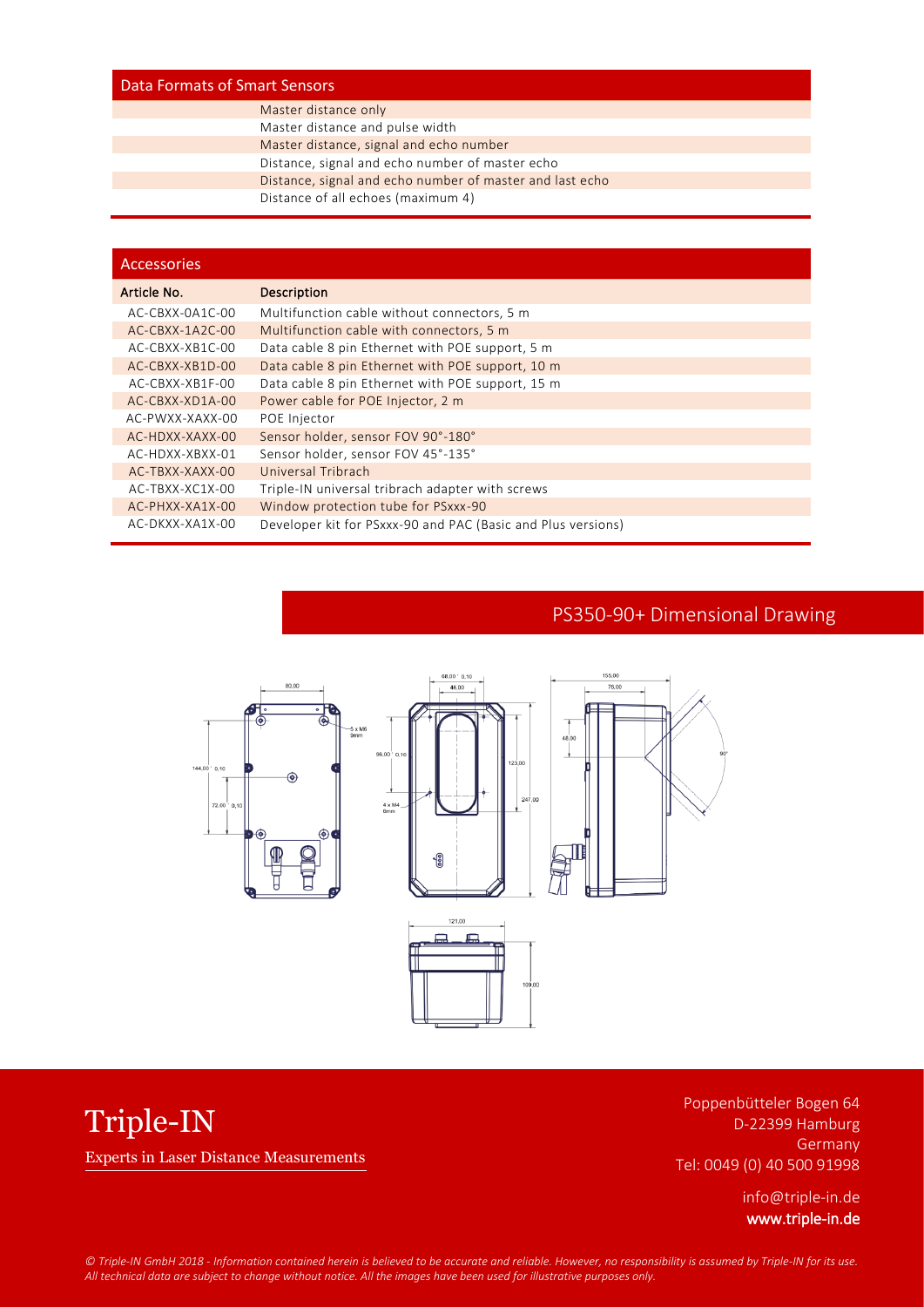## Data Formats of Smart Sensors

| | |
|---|---|
| | Master distance only |
| | Master distance and pulse width |
| | Master distance, signal and echo number |
| | Distance, signal and echo number of master echo |
| | Distance, signal and echo number of master and last echo |
| | Distance of all echoes (maximum 4) |

## Accessories

| Article No. | Description |
|---|---|
| AC-CBXX-0A1C-00 | Multifunction cable without connectors, 5 m |
| AC-CBXX-1A2C-00 | Multifunction cable with connectors, 5 m |
| AC-CBXX-XB1C-00 | Data cable 8 pin Ethernet with POE support, 5 m |
| AC-CBXX-XB1D-00 | Data cable 8 pin Ethernet with POE support, 10 m |
| AC-CBXX-XB1F-00 | Data cable 8 pin Ethernet with POE support, 15 m |
| AC-CBXX-XD1A-00 | Power cable for POE Injector, 2 m |
| AC-PWXX-XAXX-00 | POE Injector |
| AC-HDXX-XAXX-00 | Sensor holder, sensor FOV 90°-180° |
| AC-HDXX-XBXX-01 | Sensor holder, sensor FOV 45°-135° |
| AC-TBXX-XAXX-00 | Universal Tribrach |
| AC-TBXX-XC1X-00 | Triple-IN universal tribrach adapter with screws |
| AC-PHXX-XA1X-00 | Window protection tube for PSxx-90 |
| AC-DKXX-XA1X-00 | Developer kit for PSxxx-90 and PAC (Basic and Plus versions) |

## PS350-90+ Dimensional Drawing

80,00
5 x M6
9mm
144,00 ± 0,10
72,00 ± 0,10
68,00 ± 0,10
48,00
96,00 ± 0,10
4 x M4
8mm
123,00
247,00
155,00
78,00
48,00
90°
121,00
109,00

**Triple-IN**
Experts in Laser Distance Measurements

Poppenbütteler Bogen 64
D-22399 Hamburg
Germany
Tel: 0049 (0) 40 500 91998

info@triple-in.de
www.triple-in.de

*© Triple-IN GmbH 2018 - Information contained herein is believed to be accurate and reliable. However, no responsibility is assumed by Triple-IN for its use. All technical data are subject to change without notice. All the images have been used for illustrative purposes only.*